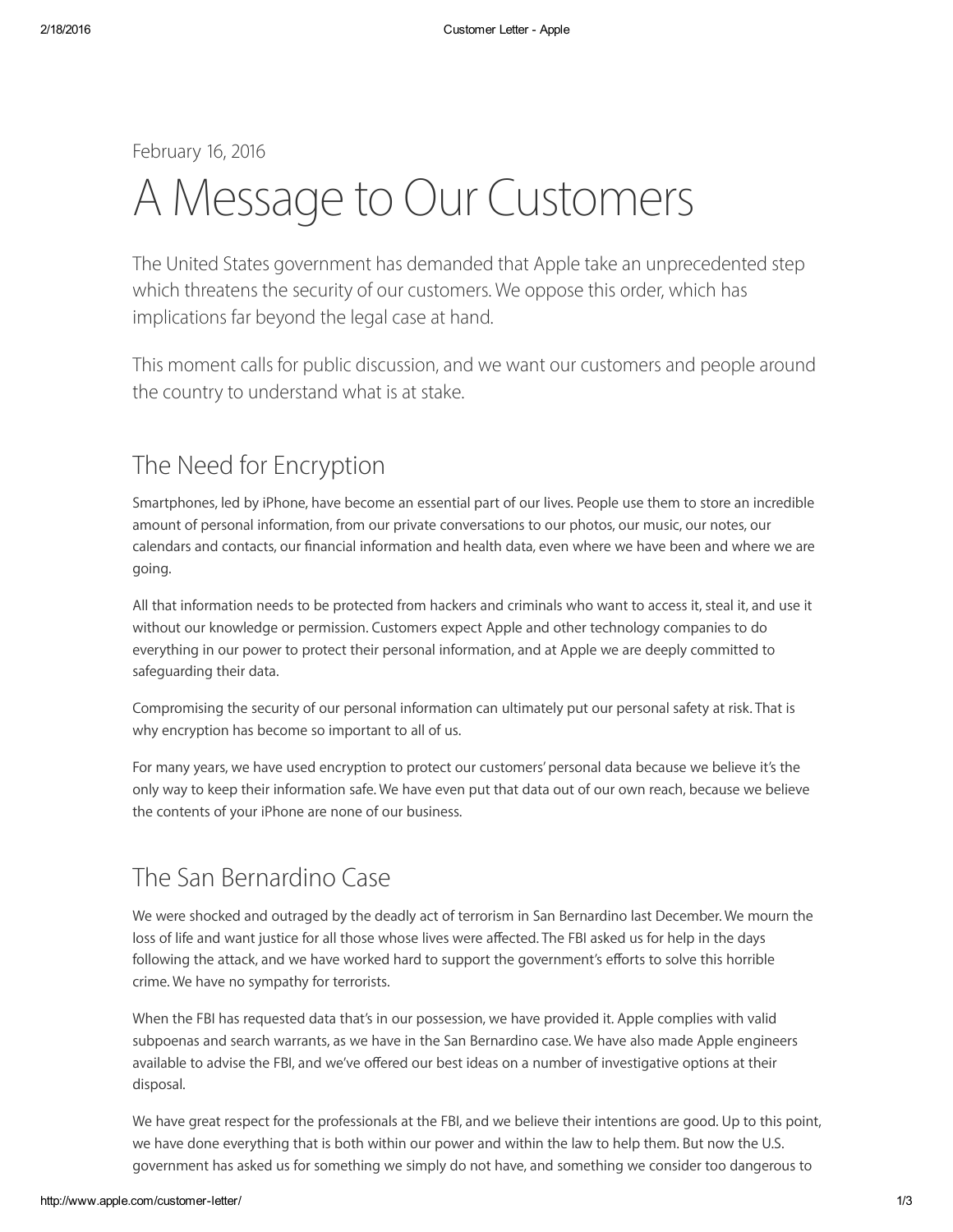February 16, 2016

# A Message to Our Customers

The United States government has demanded that Apple take an unprecedented step which threatens the security of our customers. We oppose this order, which has implications far beyond the legal case at hand.

This moment calls for public discussion, and we want our customers and people around the country to understand what is at stake.

## The Need for Encryption

Smartphones, led by iPhone, have become an essential part of our lives. People use them to store an incredible amount of personal information, from our private conversations to our photos, our music, our notes, our calendars and contacts, our financial information and health data, even where we have been and where we are going.

All that information needs to be protected from hackers and criminals who want to access it, steal it, and use it without our knowledge or permission. Customers expect Apple and other technology companies to do everything in our power to protect their personal information, and at Apple we are deeply committed to safeguarding their data.

Compromising the security of our personal information can ultimately put our personal safety at risk. That is why encryption has become so important to all of us.

For many years, we have used encryption to protect our customers' personal data because we believe it's the only way to keep their information safe. We have even put that data out of our own reach, because we believe the contents of your iPhone are none of our business.

## The San Bernardino Case

We were shocked and outraged by the deadly act of terrorism in San Bernardino last December. We mourn the loss of life and want justice for all those whose lives were affected. The FBI asked us for help in the days following the attack, and we have worked hard to support the government's efforts to solve this horrible crime. We have no sympathy for terrorists.

When the FBI has requested data that's in our possession, we have provided it. Apple complies with valid subpoenas and search warrants, as we have in the San Bernardino case. We have also made Apple engineers available to advise the FBI, and we've offered our best ideas on a number of investigative options at their disposal.

We have great respect for the professionals at the FBI, and we believe their intentions are good. Up to this point, we have done everything that is both within our power and within the law to help them. But now the U.S. government has asked us for something we simply do not have, and something we consider too dangerous to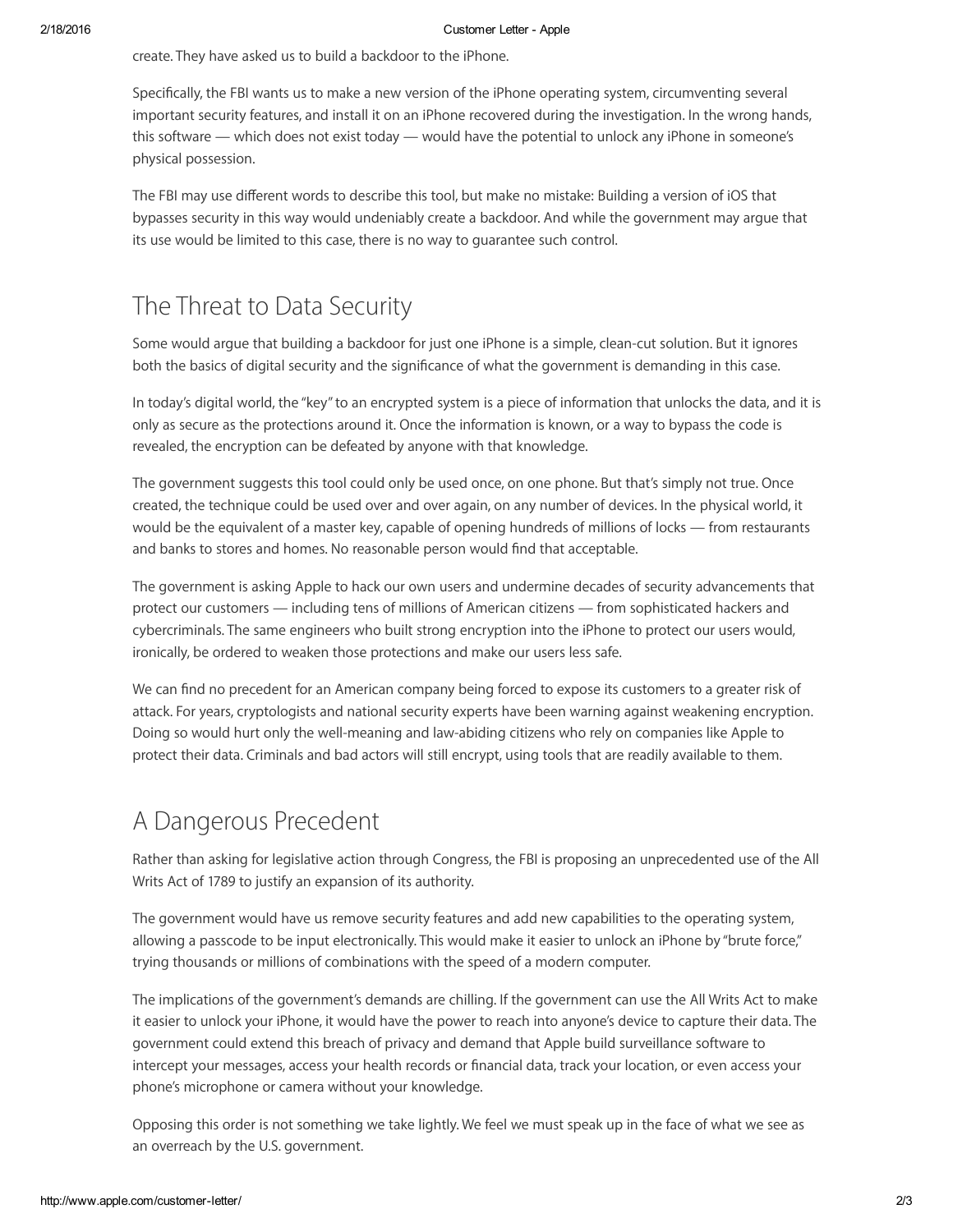create. They have asked us to build a backdoor to the iPhone.

Specifically, the FBI wants us to make a new version of the iPhone operating system, circumventing several important security features, and install it on an iPhone recovered during the investigation. In the wrong hands, this software — which does not exist today — would have the potential to unlock any iPhone in someone's physical possession.

The FBI may use different words to describe this tool, but make no mistake: Building a version of iOS that bypasses security in this way would undeniably create a backdoor. And while the government may argue that its use would be limited to this case, there is no way to guarantee such control.

## The Threat to Data Security

Some would argue that building a backdoor for just one iPhone is a simple, clean-cut solution. But it ignores both the basics of digital security and the significance of what the government is demanding in this case.

In today's digital world, the "key" to an encrypted system is a piece of information that unlocks the data, and it is only as secure as the protections around it. Once the information is known, or a way to bypass the code is revealed, the encryption can be defeated by anyone with that knowledge.

The government suggests this tool could only be used once, on one phone. But that's simply not true. Once created, the technique could be used over and over again, on any number of devices. In the physical world, it would be the equivalent of a master key, capable of opening hundreds of millions of locks — from restaurants and banks to stores and homes. No reasonable person would find that acceptable.

The government is asking Apple to hack our own users and undermine decades of security advancements that protect our customers — including tens of millions of American citizens — from sophisticated hackers and cybercriminals. The same engineers who built strong encryption into the iPhone to protect our users would, ironically, be ordered to weaken those protections and make our users less safe.

We can find no precedent for an American company being forced to expose its customers to a greater risk of attack. For years, cryptologists and national security experts have been warning against weakening encryption. Doing so would hurt only the well-meaning and law-abiding citizens who rely on companies like Apple to protect their data. Criminals and bad actors will still encrypt, using tools that are readily available to them.

## A Dangerous Precedent

Rather than asking for legislative action through Congress, the FBI is proposing an unprecedented use of the All Writs Act of 1789 to justify an expansion of its authority.

The government would have us remove security features and add new capabilities to the operating system, allowing a passcode to be input electronically. This would make it easier to unlock an iPhone by "brute force," trying thousands or millions of combinations with the speed of a modern computer.

The implications of the government's demands are chilling. If the government can use the All Writs Act to make it easier to unlock your iPhone, it would have the power to reach into anyone's device to capture their data. The government could extend this breach of privacy and demand that Apple build surveillance software to intercept your messages, access your health records or financial data, track your location, or even access your phone's microphone or camera without your knowledge.

Opposing this order is not something we take lightly. We feel we must speak up in the face of what we see as an overreach by the U.S. government.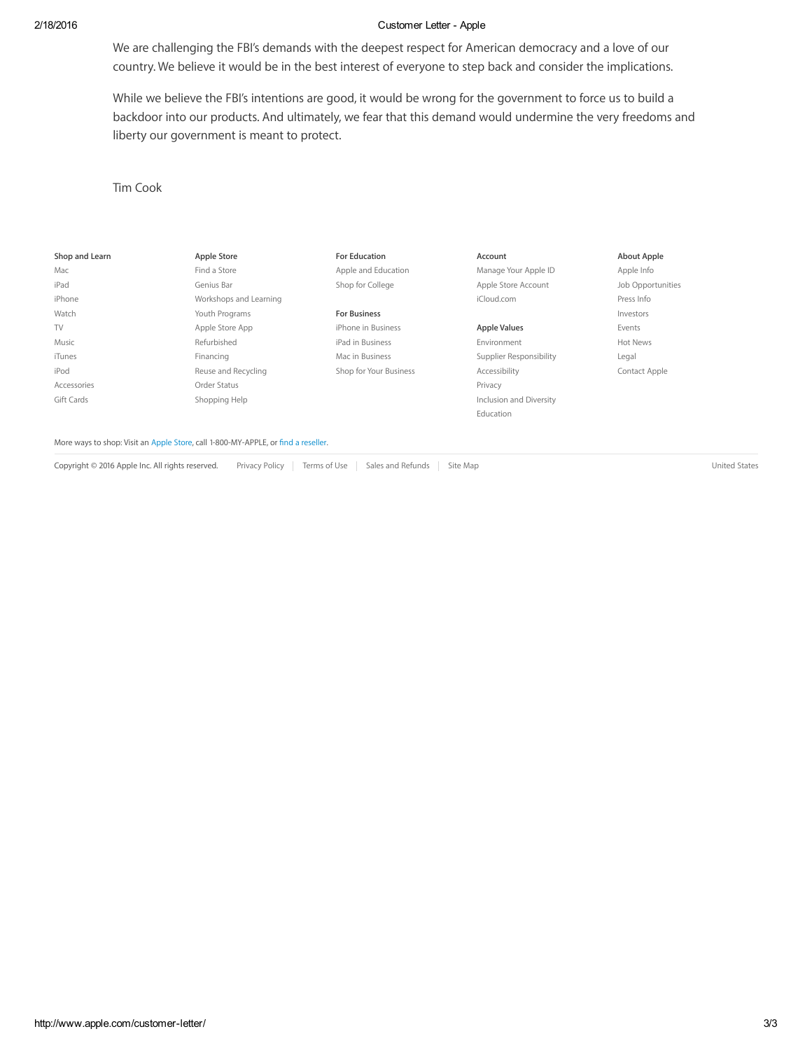We are challenging the FBI's demands with the deepest respect for American democracy and a love of our country. We believe it would be in the best interest of everyone to step back and consider the implications.

While we believe the FBI's intentions are good, it would be wrong for the government to force us to build a backdoor into our products. And ultimately, we fear that this demand would undermine the very freedoms and liberty our government is meant to protect.

Tim Cook

**Shop and Learn**
- Mac
- iPad
- iPhone
- Watch
- TV
- Music
- iTunes
- iPod
- Accessories
- Gift Cards

**Apple Store**
- Find a Store
- Genius Bar
- Workshops and Learning
- Youth Programs
- Apple Store App
- Refurbished
- Financing
- Reuse and Recycling
- Order Status
- Shopping Help

**For Education**
- Apple and Education
- Shop for College

**For Business**
- iPhone in Business
- iPad in Business
- Mac in Business
- Shop for Your Business

**Account**
- Manage Your Apple ID
- Apple Store Account
- iCloud.com

**Apple Values**
- Environment
- Supplier Responsibility
- Accessibility
- Privacy
- Inclusion and Diversity
- Education

**About Apple**
- Apple Info
- Job Opportunities
- Press Info
- Investors
- Events
- Hot News
- Legal
- Contact Apple

More ways to shop: Visit an Apple Store, call 1-800-MY-APPLE, or find a reseller.

Copyright © 2016 Apple Inc. All rights reserved. | Privacy Policy | Terms of Use | Sales and Refunds | Site Map | United States